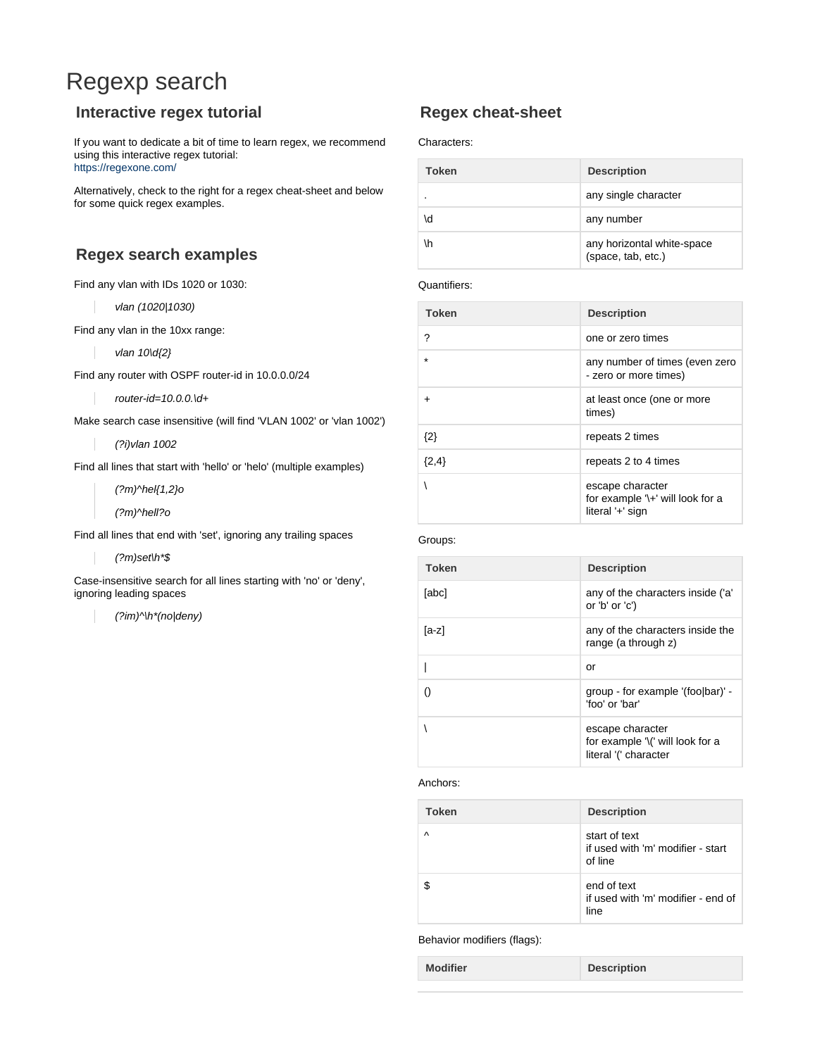# Regexp search

## Interactive regex tutorial

If you want to dedicate a bit of time to learn regex, we recommend using this interactive regex tutorial: https://regexone.com/

Alternatively, check to the right for a regex cheat-sheet and below for some quick regex examples.

## Regex search examples

Find any vlan with IDs 1020 or 1030:

> *vlan (1020|1030)*

Find any vlan in the 10xx range:

> *vlan 10\d{2}*

Find any router with OSPF router-id in 10.0.0.0/24

> *router-id=10.0.0.\d+*

Make search case insensitive (will find 'VLAN 1002' or 'vlan 1002')

> *(?i)vlan 1002*

Find all lines that start with 'hello' or 'helo' (multiple examples)

> *(?m)^hel{1,2}o*
>
> *(?m)^hell?o*

Find all lines that end with 'set', ignoring any trailing spaces

> *(?m)set\h*$*

Case-insensitive search for all lines starting with 'no' or 'deny', ignoring leading spaces

> *(?im)^\h*(no|deny)*

## Regex cheat-sheet

Characters:

| Token | Description |
|---|---|
| . | any single character |
| \d | any number |
| \h | any horizontal white-space (space, tab, etc.) |

Quantifiers:

| Token | Description |
|---|---|
| ? | one or zero times |
| * | any number of times (even zero - zero or more times) |
| + | at least once (one or more times) |
| {2} | repeats 2 times |
| {2,4} | repeats 2 to 4 times |
| \ | escape character<br>for example '\+' will look for a literal '+' sign |

Groups:

| Token | Description |
|---|---|
| [abc] | any of the characters inside ('a' or 'b' or 'c') |
| [a-z] | any of the characters inside the range (a through z) |
| \| | or |
| () | group - for example '(foo\|bar)' - 'foo' or 'bar' |
| \ | escape character<br>for example '\(' will look for a literal '(' character |

Anchors:

| Token | Description |
|---|---|
| ^ | start of text<br>if used with 'm' modifier - start of line |
| $ | end of text<br>if used with 'm' modifier - end of line |

Behavior modifiers (flags):

| Modifier | Description |
|---|---|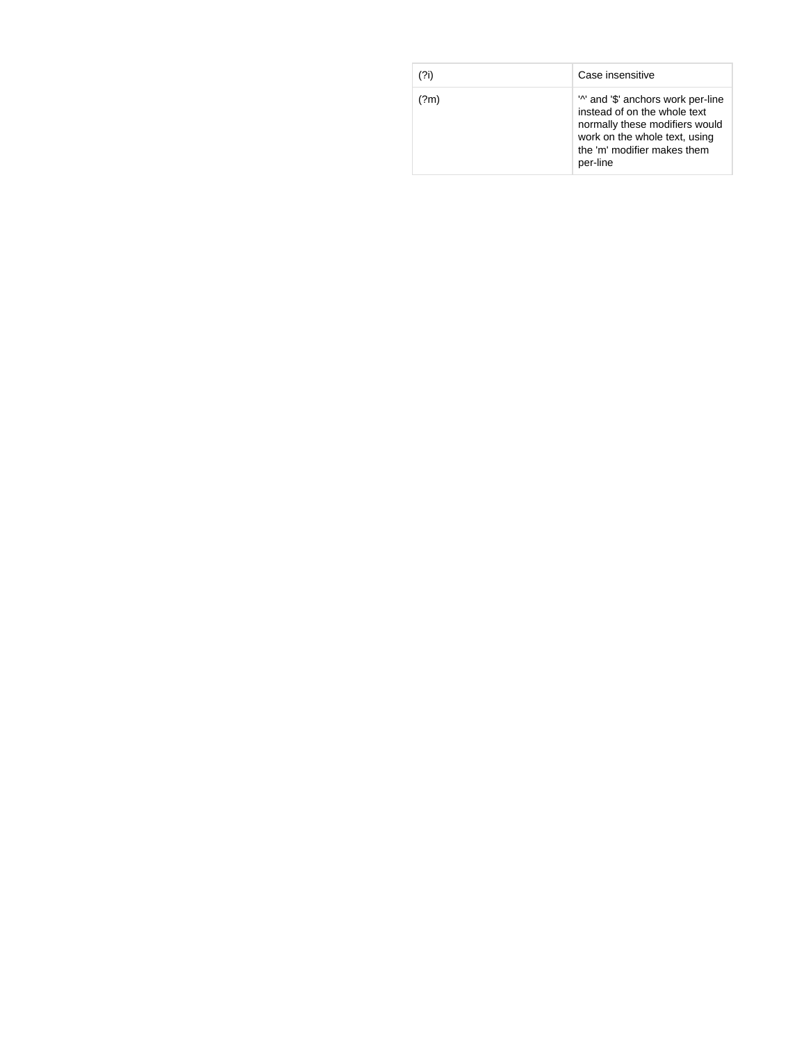| | |
|---|---|
| (?i) | Case insensitive |
| (?m) | '^' and '$' anchors work per-line instead of on the whole text normally these modifiers would work on the whole text, using the 'm' modifier makes them per-line |